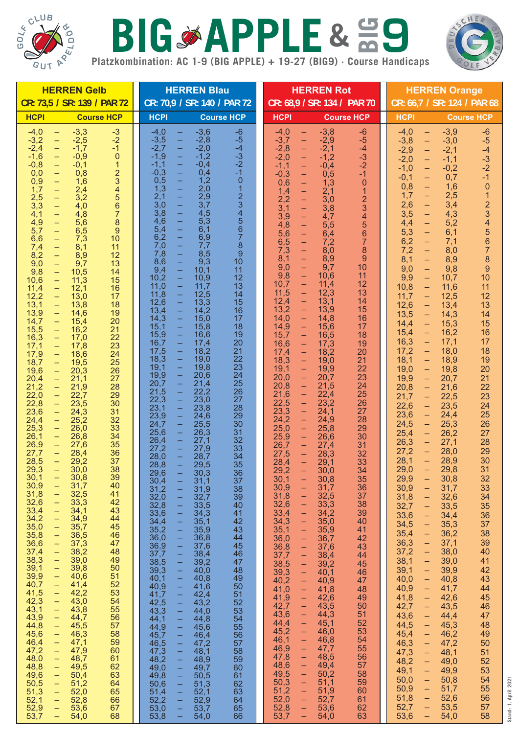# BIG APPLE & BIG 9

**Platzkombination: AC 1-9 (BIG APPLE) + 19-27 (BIG9) · Course Handicaps**

## HERREN Gelb

**CR: 73,5 / SR: 139 / PAR 72**

| HCPI | | | Course HCP |
|---|---|---|---|
| -4,0 | – | -3,3 | -3 |
| -3,2 | – | -2,5 | -2 |
| -2,4 | – | -1,7 | -1 |
| -1,6 | – | -0,9 | 0 |
| -0,8 | – | -0,1 | 1 |
| 0,0 | – | 0,8 | 2 |
| 0,9 | – | 1,6 | 3 |
| 1,7 | – | 2,4 | 4 |
| 2,5 | – | 3,2 | 5 |
| 3,3 | – | 4,0 | 6 |
| 4,1 | – | 4,8 | 7 |
| 4,9 | – | 5,6 | 8 |
| 5,7 | – | 6,5 | 9 |
| 6,6 | – | 7,3 | 10 |
| 7,4 | – | 8,1 | 11 |
| 8,2 | – | 8,9 | 12 |
| 9,0 | – | 9,7 | 13 |
| 9,8 | – | 10,5 | 14 |
| 10,6 | – | 11,3 | 15 |
| 11,4 | – | 12,1 | 16 |
| 12,2 | – | 13,0 | 17 |
| 13,1 | – | 13,8 | 18 |
| 13,9 | – | 14,6 | 19 |
| 14,7 | – | 15,4 | 20 |
| 15,5 | – | 16,2 | 21 |
| 16,3 | – | 17,0 | 22 |
| 17,1 | – | 17,8 | 23 |
| 17,9 | – | 18,6 | 24 |
| 18,7 | – | 19,5 | 25 |
| 19,6 | – | 20,3 | 26 |
| 20,4 | – | 21,1 | 27 |
| 21,2 | – | 21,9 | 28 |
| 22,0 | – | 22,7 | 29 |
| 22,8 | – | 23,5 | 30 |
| 23,6 | – | 24,3 | 31 |
| 24,4 | – | 25,2 | 32 |
| 25,3 | – | 26,0 | 33 |
| 26,1 | – | 26,8 | 34 |
| 26,9 | – | 27,6 | 35 |
| 27,7 | – | 28,4 | 36 |
| 28,5 | – | 29,2 | 37 |
| 29,3 | – | 30,0 | 38 |
| 30,1 | – | 30,8 | 39 |
| 30,9 | – | 31,7 | 40 |
| 31,8 | – | 32,5 | 41 |
| 32,6 | – | 33,3 | 42 |
| 33,4 | – | 34,1 | 43 |
| 34,2 | – | 34,9 | 44 |
| 35,0 | – | 35,7 | 45 |
| 35,8 | – | 36,5 | 46 |
| 36,6 | – | 37,3 | 47 |
| 37,4 | – | 38,2 | 48 |
| 38,3 | – | 39,0 | 49 |
| 39,1 | – | 39,8 | 50 |
| 39,9 | – | 40,6 | 51 |
| 40,7 | – | 41,4 | 52 |
| 41,5 | – | 42,2 | 53 |
| 42,3 | – | 43,0 | 54 |
| 43,1 | – | 43,8 | 55 |
| 43,9 | – | 44,7 | 56 |
| 44,8 | – | 45,5 | 57 |
| 45,6 | – | 46,3 | 58 |
| 46,4 | – | 47,1 | 59 |
| 47,2 | – | 47,9 | 60 |
| 48,0 | – | 48,7 | 61 |
| 48,8 | – | 49,5 | 62 |
| 49,6 | – | 50,4 | 63 |
| 50,5 | – | 51,2 | 64 |
| 51,3 | – | 52,0 | 65 |
| 52,1 | – | 52,8 | 66 |
| 52,9 | – | 53,6 | 67 |
| 53,7 | – | 54,0 | 68 |

## HERREN Blau

**CR: 70,9 / SR: 140 / PAR 72**

| HCPI | | | Course HCP |
|---|---|---|---|
| -4,0 | – | -3,6 | -6 |
| -3,5 | – | -2,8 | -5 |
| -2,7 | – | -2,0 | -4 |
| -1,9 | – | -1,2 | -3 |
| -1,1 | – | -0,4 | -2 |
| -0,3 | – | 0,4 | -1 |
| 0,5 | – | 1,2 | 0 |
| 1,3 | – | 2,0 | 1 |
| 2,1 | – | 2,9 | 2 |
| 3,0 | – | 3,7 | 3 |
| 3,8 | – | 4,5 | 4 |
| 4,6 | – | 5,3 | 5 |
| 5,4 | – | 6,1 | 6 |
| 6,2 | – | 6,9 | 7 |
| 7,0 | – | 7,7 | 8 |
| 7,8 | – | 8,5 | 9 |
| 8,6 | – | 9,3 | 10 |
| 9,4 | – | 10,1 | 11 |
| 10,2 | – | 10,9 | 12 |
| 11,0 | – | 11,7 | 13 |
| 11,8 | – | 12,5 | 14 |
| 12,6 | – | 13,3 | 15 |
| 13,4 | – | 14,2 | 16 |
| 14,3 | – | 15,0 | 17 |
| 15,1 | – | 15,8 | 18 |
| 15,9 | – | 16,6 | 19 |
| 16,7 | – | 17,4 | 20 |
| 17,5 | – | 18,2 | 21 |
| 18,3 | – | 19,0 | 22 |
| 19,1 | – | 19,8 | 23 |
| 19,9 | – | 20,6 | 24 |
| 20,7 | – | 21,4 | 25 |
| 21,5 | – | 22,2 | 26 |
| 22,3 | – | 23,0 | 27 |
| 23,1 | – | 23,8 | 28 |
| 23,9 | – | 24,6 | 29 |
| 24,7 | – | 25,5 | 30 |
| 25,6 | – | 26,3 | 31 |
| 26,4 | – | 27,1 | 32 |
| 27,2 | – | 27,9 | 33 |
| 28,0 | – | 28,7 | 34 |
| 28,8 | – | 29,5 | 35 |
| 29,6 | – | 30,3 | 36 |
| 30,4 | – | 31,1 | 37 |
| 31,2 | – | 31,9 | 38 |
| 32,0 | – | 32,7 | 39 |
| 32,8 | – | 33,5 | 40 |
| 33,6 | – | 34,3 | 41 |
| 34,4 | – | 35,1 | 42 |
| 35,2 | – | 35,9 | 43 |
| 36,0 | – | 36,8 | 44 |
| 36,9 | – | 37,6 | 45 |
| 37,7 | – | 38,4 | 46 |
| 38,5 | – | 39,2 | 47 |
| 39,3 | – | 40,0 | 48 |
| 40,1 | – | 40,8 | 49 |
| 40,9 | – | 41,6 | 50 |
| 41,7 | – | 42,4 | 51 |
| 42,5 | – | 43,2 | 52 |
| 43,3 | – | 44,0 | 53 |
| 44,1 | – | 44,8 | 54 |
| 44,9 | – | 45,6 | 55 |
| 45,7 | – | 46,4 | 56 |
| 46,5 | – | 47,2 | 57 |
| 47,3 | – | 48,1 | 58 |
| 48,2 | – | 48,9 | 59 |
| 49,0 | – | 49,7 | 60 |
| 49,8 | – | 50,5 | 61 |
| 50,6 | – | 51,3 | 62 |
| 51,4 | – | 52,1 | 63 |
| 52,2 | – | 52,9 | 64 |
| 53,0 | – | 53,7 | 65 |
| 53,8 | – | 54,0 | 66 |

## HERREN Rot

**CR: 68,9 / SR: 134 / PAR 70**

| HCPI | | | Course HCP |
|---|---|---|---|
| -4,0 | – | -3,8 | -6 |
| -3,7 | – | -2,9 | -5 |
| -2,8 | – | -2,1 | -4 |
| -2,0 | – | -1,2 | -3 |
| -1,1 | – | -0,4 | -2 |
| -0,3 | – | 0,5 | -1 |
| 0,6 | – | 1,3 | 0 |
| 1,4 | – | 2,1 | 1 |
| 2,2 | – | 3,0 | 2 |
| 3,1 | – | 3,8 | 3 |
| 3,9 | – | 4,7 | 4 |
| 4,8 | – | 5,5 | 5 |
| 5,6 | – | 6,4 | 6 |
| 6,5 | – | 7,2 | 7 |
| 7,3 | – | 8,0 | 8 |
| 8,1 | – | 8,9 | 9 |
| 9,0 | – | 9,7 | 10 |
| 9,8 | – | 10,6 | 11 |
| 10,7 | – | 11,4 | 12 |
| 11,5 | – | 12,3 | 13 |
| 12,4 | – | 13,1 | 14 |
| 13,2 | – | 13,9 | 15 |
| 14,0 | – | 14,8 | 16 |
| 14,9 | – | 15,6 | 17 |
| 15,7 | – | 16,5 | 18 |
| 16,6 | – | 17,3 | 19 |
| 17,4 | – | 18,2 | 20 |
| 18,3 | – | 19,0 | 21 |
| 19,1 | – | 19,9 | 22 |
| 20,0 | – | 20,7 | 23 |
| 20,8 | – | 21,5 | 24 |
| 21,6 | – | 22,4 | 25 |
| 22,5 | – | 23,2 | 26 |
| 23,3 | – | 24,1 | 27 |
| 24,2 | – | 24,9 | 28 |
| 25,0 | – | 25,8 | 29 |
| 25,9 | – | 26,6 | 30 |
| 26,7 | – | 27,4 | 31 |
| 27,5 | – | 28,3 | 32 |
| 28,4 | – | 29,1 | 33 |
| 29,2 | – | 30,0 | 34 |
| 30,1 | – | 30,8 | 35 |
| 30,9 | – | 31,7 | 36 |
| 31,8 | – | 32,5 | 37 |
| 32,6 | – | 33,3 | 38 |
| 33,4 | – | 34,2 | 39 |
| 34,3 | – | 35,0 | 40 |
| 35,1 | – | 35,9 | 41 |
| 36,0 | – | 36,7 | 42 |
| 36,8 | – | 37,6 | 43 |
| 37,7 | – | 38,4 | 44 |
| 38,5 | – | 39,2 | 45 |
| 39,3 | – | 40,1 | 46 |
| 40,2 | – | 40,9 | 47 |
| 41,0 | – | 41,8 | 48 |
| 41,9 | – | 42,6 | 49 |
| 42,7 | – | 43,5 | 50 |
| 43,6 | – | 44,3 | 51 |
| 44,4 | – | 45,1 | 52 |
| 45,2 | – | 46,0 | 53 |
| 46,1 | – | 46,8 | 54 |
| 46,9 | – | 47,7 | 55 |
| 47,8 | – | 48,5 | 56 |
| 48,6 | – | 49,4 | 57 |
| 49,5 | – | 50,2 | 58 |
| 50,3 | – | 51,1 | 59 |
| 51,2 | – | 51,9 | 60 |
| 52,0 | – | 52,7 | 61 |
| 52,8 | – | 53,6 | 62 |
| 53,7 | – | 54,0 | 63 |

## HERREN Orange

**CR: 66,7 / SR: 124 / PAR 68**

| HCPI | | | Course HCP |
|---|---|---|---|
| -4,0 | – | -3,9 | -6 |
| -3,8 | – | -3,0 | -5 |
| -2,9 | – | -2,1 | -4 |
| -2,0 | – | -1,1 | -3 |
| -1,0 | – | -0,2 | -2 |
| -0,1 | – | 0,7 | -1 |
| 0,8 | – | 1,6 | 0 |
| 1,7 | – | 2,5 | 1 |
| 2,6 | – | 3,4 | 2 |
| 3,5 | – | 4,3 | 3 |
| 4,4 | – | 5,2 | 4 |
| 5,3 | – | 6,1 | 5 |
| 6,2 | – | 7,1 | 6 |
| 7,2 | – | 8,0 | 7 |
| 8,1 | – | 8,9 | 8 |
| 9,0 | – | 9,8 | 9 |
| 9,9 | – | 10,7 | 10 |
| 10,8 | – | 11,6 | 11 |
| 11,7 | – | 12,5 | 12 |
| 12,6 | – | 13,4 | 13 |
| 13,5 | – | 14,3 | 14 |
| 14,4 | – | 15,3 | 15 |
| 15,4 | – | 16,2 | 16 |
| 16,3 | – | 17,1 | 17 |
| 17,2 | – | 18,0 | 18 |
| 18,1 | – | 18,9 | 19 |
| 19,0 | – | 19,8 | 20 |
| 19,9 | – | 20,7 | 21 |
| 20,8 | – | 21,6 | 22 |
| 21,7 | – | 22,5 | 23 |
| 22,6 | – | 23,5 | 24 |
| 23,6 | – | 24,4 | 25 |
| 24,5 | – | 25,3 | 26 |
| 25,4 | – | 26,2 | 27 |
| 26,3 | – | 27,1 | 28 |
| 27,2 | – | 28,0 | 29 |
| 28,1 | – | 28,9 | 30 |
| 29,0 | – | 29,8 | 31 |
| 29,9 | – | 30,8 | 32 |
| 30,9 | – | 31,7 | 33 |
| 31,8 | – | 32,6 | 34 |
| 32,7 | – | 33,5 | 35 |
| 33,6 | – | 34,4 | 36 |
| 34,5 | – | 35,3 | 37 |
| 35,4 | – | 36,2 | 38 |
| 36,3 | – | 37,1 | 39 |
| 37,2 | – | 38,0 | 40 |
| 38,1 | – | 39,0 | 41 |
| 39,1 | – | 39,9 | 42 |
| 40,0 | – | 40,8 | 43 |
| 40,9 | – | 41,7 | 44 |
| 41,8 | – | 42,6 | 45 |
| 42,7 | – | 43,5 | 46 |
| 43,6 | – | 44,4 | 47 |
| 44,5 | – | 45,3 | 48 |
| 45,4 | – | 46,2 | 49 |
| 46,3 | – | 47,2 | 50 |
| 47,3 | – | 48,1 | 51 |
| 48,2 | – | 49,0 | 52 |
| 49,1 | – | 49,9 | 53 |
| 50,0 | – | 50,8 | 54 |
| 50,9 | – | 51,7 | 55 |
| 51,8 | – | 52,6 | 56 |
| 52,7 | – | 53,5 | 57 |
| 53,6 | – | 54,0 | 58 |

Stand: 1. April 2021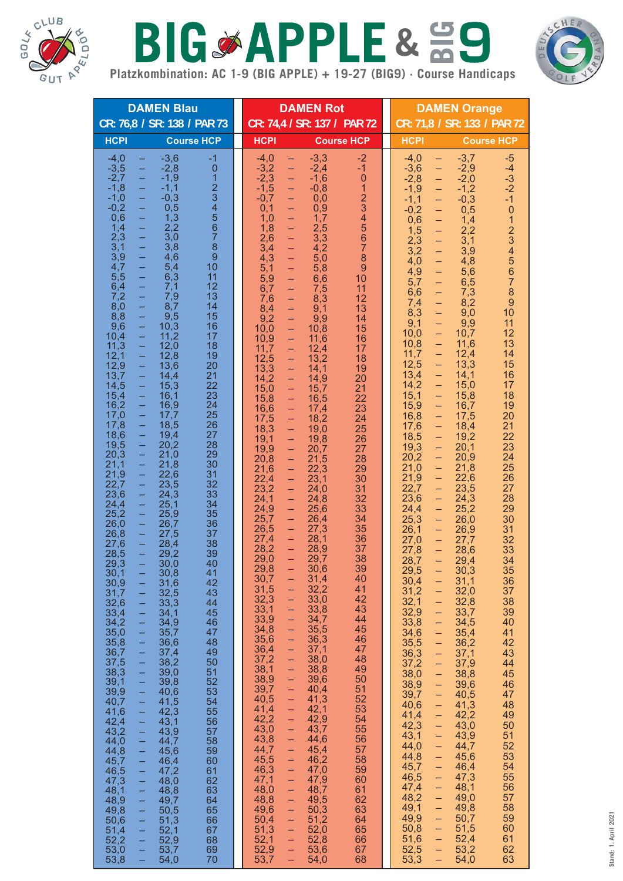# BIG APPLE & BIG 9

Platzkombination: AC 1-9 (BIG APPLE) + 19-27 (BIG9) · Course Handicaps

| DAMEN Blau | | DAMEN Rot | | DAMEN Orange | |
|---|---|---|---|---|---|
| CR: 76,8 / SR: 138 / PAR 73 | | CR: 74,4 / SR: 137 / PAR 72 | | CR: 71,8 / SR: 133 / PAR 72 | |
| HCPI | Course HCP | HCPI | Course HCP | HCPI | Course HCP |
| -4,0 – -3,6 | -1 | -4,0 – -3,3 | -2 | -4,0 – -3,7 | -5 |
| -3,5 – -2,8 | 0 | -3,2 – -2,4 | -1 | -3,6 – -2,9 | -4 |
| -2,7 – -1,9 | 1 | -2,3 – -1,6 | 0 | -2,8 – -2,0 | -3 |
| -1,8 – -1,1 | 2 | -1,5 – -0,8 | 1 | -1,9 – -1,2 | -2 |
| -1,0 – -0,3 | 3 | -0,7 – 0,0 | 2 | -1,1 – -0,3 | -1 |
| -0,2 – 0,5 | 4 | 0,1 – 0,9 | 3 | -0,2 – 0,5 | 0 |
| 0,6 – 1,3 | 5 | 1,0 – 1,7 | 4 | 0,6 – 1,4 | 1 |
| 1,4 – 2,2 | 6 | 1,8 – 2,5 | 5 | 1,5 – 2,2 | 2 |
| 2,3 – 3,0 | 7 | 2,6 – 3,3 | 6 | 2,3 – 3,1 | 3 |
| 3,1 – 3,8 | 8 | 3,4 – 4,2 | 7 | 3,2 – 3,9 | 4 |
| 3,9 – 4,6 | 9 | 4,3 – 5,0 | 8 | 4,0 – 4,8 | 5 |
| 4,7 – 5,4 | 10 | 5,1 – 5,8 | 9 | 4,9 – 5,6 | 6 |
| 5,5 – 6,3 | 11 | 5,9 – 6,6 | 10 | 5,7 – 6,5 | 7 |
| 6,4 – 7,1 | 12 | 6,7 – 7,5 | 11 | 6,6 – 7,3 | 8 |
| 7,2 – 7,9 | 13 | 7,6 – 8,3 | 12 | 7,4 – 8,2 | 9 |
| 8,0 – 8,7 | 14 | 8,4 – 9,1 | 13 | 8,3 – 9,0 | 10 |
| 8,8 – 9,5 | 15 | 9,2 – 9,9 | 14 | 9,1 – 9,9 | 11 |
| 9,6 – 10,3 | 16 | 10,0 – 10,8 | 15 | 10,0 – 10,7 | 12 |
| 10,4 – 11,2 | 17 | 10,9 – 11,6 | 16 | 10,8 – 11,6 | 13 |
| 11,3 – 12,0 | 18 | 11,7 – 12,4 | 17 | 11,7 – 12,4 | 14 |
| 12,1 – 12,8 | 19 | 12,5 – 13,2 | 18 | 12,5 – 13,3 | 15 |
| 12,9 – 13,6 | 20 | 13,3 – 14,1 | 19 | 13,4 – 14,1 | 16 |
| 13,7 – 14,4 | 21 | 14,2 – 14,9 | 20 | 14,2 – 15,0 | 17 |
| 14,5 – 15,3 | 22 | 15,0 – 15,7 | 21 | 15,1 – 15,8 | 18 |
| 15,4 – 16,1 | 23 | 15,8 – 16,5 | 22 | 15,9 – 16,7 | 19 |
| 16,2 – 16,9 | 24 | 16,6 – 17,4 | 23 | 16,8 – 17,5 | 20 |
| 17,0 – 17,7 | 25 | 17,5 – 18,2 | 24 | 17,6 – 18,4 | 21 |
| 17,8 – 18,5 | 26 | 18,3 – 19,0 | 25 | 18,5 – 19,2 | 22 |
| 18,6 – 19,4 | 27 | 19,1 – 19,8 | 26 | 19,3 – 20,1 | 23 |
| 19,5 – 20,2 | 28 | 19,9 – 20,7 | 27 | 20,2 – 20,9 | 24 |
| 20,3 – 21,0 | 29 | 20,8 – 21,5 | 28 | 21,0 – 21,8 | 25 |
| 21,1 – 21,8 | 30 | 21,6 – 22,3 | 29 | 21,9 – 22,6 | 26 |
| 21,9 – 22,6 | 31 | 22,4 – 23,1 | 30 | 22,7 – 23,5 | 27 |
| 22,7 – 23,5 | 32 | 23,2 – 24,0 | 31 | 23,6 – 24,3 | 28 |
| 23,6 – 24,3 | 33 | 24,1 – 24,8 | 32 | 24,4 – 25,2 | 29 |
| 24,4 – 25,1 | 34 | 24,9 – 25,6 | 33 | 25,3 – 26,0 | 30 |
| 25,2 – 25,9 | 35 | 25,7 – 26,4 | 34 | 26,1 – 26,9 | 31 |
| 26,0 – 26,7 | 36 | 26,5 – 27,3 | 35 | 27,0 – 27,7 | 32 |
| 26,8 – 27,5 | 37 | 27,4 – 28,1 | 36 | 27,8 – 28,6 | 33 |
| 27,6 – 28,4 | 38 | 28,2 – 28,9 | 37 | 28,7 – 29,4 | 34 |
| 28,5 – 29,2 | 39 | 29,0 – 29,7 | 38 | 29,5 – 30,3 | 35 |
| 29,3 – 30,0 | 40 | 29,8 – 30,6 | 39 | 30,4 – 31,1 | 36 |
| 30,1 – 30,8 | 41 | 30,7 – 31,4 | 40 | 31,2 – 32,0 | 37 |
| 30,9 – 31,6 | 42 | 31,5 – 32,2 | 41 | 32,1 – 32,8 | 38 |
| 31,7 – 32,5 | 43 | 32,3 – 33,0 | 42 | 32,9 – 33,7 | 39 |
| 32,6 – 33,3 | 44 | 33,1 – 33,8 | 43 | 33,8 – 34,5 | 40 |
| 33,4 – 34,1 | 45 | 33,9 – 34,7 | 44 | 34,6 – 35,4 | 41 |
| 34,2 – 34,9 | 46 | 34,8 – 35,5 | 45 | 35,5 – 36,2 | 42 |
| 35,0 – 35,7 | 47 | 35,6 – 36,3 | 46 | 36,3 – 37,1 | 43 |
| 35,8 – 36,6 | 48 | 36,4 – 37,1 | 47 | 37,2 – 37,9 | 44 |
| 36,7 – 37,4 | 49 | 37,2 – 38,0 | 48 | 38,0 – 38,8 | 45 |
| 37,5 – 38,2 | 50 | 38,1 – 38,8 | 49 | 38,9 – 39,6 | 46 |
| 38,3 – 39,0 | 51 | 38,9 – 39,6 | 50 | 39,7 – 40,5 | 47 |
| 39,1 – 39,8 | 52 | 39,7 – 40,4 | 51 | 40,6 – 41,3 | 48 |
| 39,9 – 40,6 | 53 | 40,5 – 41,3 | 52 | 41,4 – 42,2 | 49 |
| 40,7 – 41,5 | 54 | 41,4 – 42,1 | 53 | 42,3 – 43,0 | 50 |
| 41,6 – 42,3 | 55 | 42,2 – 42,9 | 54 | 43,1 – 43,9 | 51 |
| 42,4 – 43,1 | 56 | 43,0 – 43,7 | 55 | 44,0 – 44,7 | 52 |
| 43,2 – 43,9 | 57 | 43,8 – 44,6 | 56 | 44,8 – 45,6 | 53 |
| 44,0 – 44,7 | 58 | 44,7 – 45,4 | 57 | 45,7 – 46,4 | 54 |
| 44,8 – 45,6 | 59 | 45,5 – 46,2 | 58 | 46,5 – 47,3 | 55 |
| 45,7 – 46,4 | 60 | 46,3 – 47,0 | 59 | 47,4 – 48,1 | 56 |
| 46,5 – 47,2 | 61 | 47,1 – 47,9 | 60 | 48,2 – 49,0 | 57 |
| 47,3 – 48,0 | 62 | 48,0 – 48,7 | 61 | 49,1 – 49,8 | 58 |
| 48,1 – 48,8 | 63 | 48,8 – 49,5 | 62 | 49,9 – 50,7 | 59 |
| 48,9 – 49,7 | 64 | 49,6 – 50,3 | 63 | 50,8 – 51,5 | 60 |
| 49,8 – 50,5 | 65 | 50,4 – 51,2 | 64 | 51,6 – 52,4 | 61 |
| 50,6 – 51,3 | 66 | 51,3 – 52,0 | 65 | 52,5 – 53,2 | 62 |
| 51,4 – 52,1 | 67 | 52,1 – 52,8 | 66 | 53,3 – 54,0 | 63 |
| 52,2 – 52,9 | 68 | 52,9 – 53,6 | 67 | | |
| 53,0 – 53,7 | 69 | 53,7 – 54,0 | 68 | | |
| 53,8 – 54,0 | 70 | | | | |

Stand: 1. April 2021